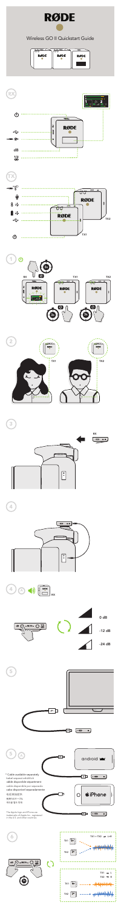# RØDE

Wireless GO II Quickstart Guide

RX

dB

TX

TX2

TX1

1

RX TX1 TX2

2

TX1 TX2

3

RX

4

4

RX

0 dB

-12 dB

-24 dB

5

5

android

iPhone

* Cable available separately
Kabel separat erhältlich
câble disponible séparément
cavo disponibile separatamente
cable disponible por separado
cabo disponível separadamente
电缆需单独购买
別売りのケーブル
케이블 별도 판매

The Apple logo and iPhone are trademarks of Apple Inc., registered in the U.S. and other countries.

6

TX1 + TX2 → L+R

TX1

TX2

TX1 → L

TX2 → R

TX1

TX2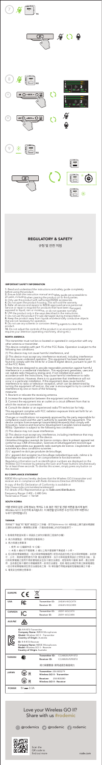7

8

9

# REGULATORY & SAFETY

규정 및 안전 지침

## IMPORTANT SAFETY INFORMATION

1. Read and understand the instructions and safety guide completely before using the product.
2. Ensure both the instruction manual and safety guide are accessible to all users, including when passing the product on to third parties.
3. Only use the product with authorised RØDE accessories.
4. Do not open the product housing. This will void the warranty.
5. Refer all service and repairs to RØDE-approved service personnel. Service or repair is required for products that have been damaged, exposed to liquid, rain or moisture, or do not operate normally.
6. Use the product only in the ways described in the instructions.
7. Do not use the product if it was damaged.
8. Keep the product away from liquids and electrically conductive objects that are not necessary for operation.
9. Do not use any solvents or corrosive cleaning agents to clean the product.
10. Do not subject the product to an environment that requires your attention (operating machinery, driving etc.).

## NORTH AMERICA

This transmitter must not be co-located or operated in conjunction with any other antenna or transmitter.

This device complies with part 15 of the FCC Rules. Operation is subject to the following two conditions:

(1) This device may not cause harmful interference, and

(2) This device must accept any interference received, including interference that may cause undesired operation. This equipment has been tested and found to comply with the limits for a Class B digital device, pursuant to part 15 of the FCC Rules.

These limits are designed to provide reasonable protection against harmful interference in a residential installation. This equipment generates, uses and can radiate radio frequency energy and, if not installed and used in accordance with the instructions, may cause harmful interference to radio communications. However, there is no guarantee that interference will not occur in a particular installation. If this equipment does cause harmful interference to radio or television reception, which can be determined by turning the equipment off and on, the user is encouraged to try to correct the interference by one or more of the following measures:

1. Reorient or relocate the receiving antenna.
2. Increase the separation between the equipment and receiver.
3. Connect the equipment into an outlet on a circuit different from that to which the receiver is connected.
4. Consult the dealer or an experienced radio/TV technician for help.

This equipment complies with FCC radiation exposure limits set forth for an uncontrolled environment.

Changes or modifications not expressly approved by the party responsible for compliance could void the user's authority to operate the equipment. This device contains licence-exempt transmitter(s)/receiver(s) that comply with Innovation, Science and Economic Development Canada's licence-exempt RSS(s). Operation is subject to the following two conditions:

(1) This device may not cause interference.

(2) This device must accept any interference, including interference that may cause undesired operation of the device.

L'émetteur/récepteur exempt de licence contenu dans le présent appareil est conforme aux CNR d'Innovation, Sciences et Développement économique Canada applicables aux appareils radio exempts de licence. L'exploitation est autorisée aux deux conditions suivantes:

(1) L' appareil ne doit pas produire de brouillage;

(2) L' appareil doit accepter tout brouillage radioélectrique subi, même si le brouillage est susceptible d'en compromettre le fonctionnement.

Regulatory information such as identification numbers are displayed on the Wireless GO II receiver by pressing the Gain and Power buttons simultaneously for at least three seconds. To dismiss this screen, simply press any button on the receiver.

## EU COMPLIANCE STATEMENT

RØDE Microphones hereby declares that the Wireless GO II transmitter and receiver are in compliance with Radio Emissions Directive 2014/53/EU.

A copy of the EU Declaration of Conformity is available at http://www.rode.com/wireless/wirelessgoII.

For details of EU Representative go to **rode.com/distributors**.

Frequency Range: 2.402 – 2.480 GHz
Transmission Power: < 10mW

## SOUTH KOREA

이 기기는 가정용(B급) 전자파적합기기로서 주로 가정에서 사용하는 것을 목적으로 하며, 모든 지역에서 사용할 수 있습니다.

## TAIWAN

1. 使用 前 請詳細閱讀並理解說明書與安全指南。
2. 確保所有使用者，包括將產品轉讓給第三方時，均可取得說明書與安全指南。
3. 僅使用經 RØDE 授權的配件。
4. 請勿打開產品外殼，否則保固將失效。
5. 所有維修與服務請交由 RØDE 認可的維修人員進行。
6. 僅以說明書所述方式使用本產品。
7. 產品受損時請勿使用。
8. 請勿以溶劑或腐蝕性清潔劑清潔本產品。

| | | |
|---|---|---|
| EUROPE | CE | |
| USA | FC | Transmitter ID: 2AEAW-WGOIITX<br>Receiver ID: 2AEAW-WGOIIRX |
| CANADA | IC | Transmitter ID: 20091-WGOIITX<br>Receiver ID: 20091-WGOIIRX |
| AUS/NZ | | |
| | | ID: R-R-RFZ-Transmitter<br>Company Name: RØDE Microphones<br>Model: Wireless GO II - Transmitter<br>Country of Origin: Australia |
| | | ID: R-R-RFZ-Receiver<br>Company Name: RØDE Microphones<br>Model: Wireless GO II - Receiver<br>Country of Origin: Australia |
| TAIWAN | | Transmitter ID: CCAM20LP1810T2<br>Receiver ID: CCAM20LP1810T2 |
| JAPAN | | Transmitter: 204-000279<br>Wireless GO II - Transmitter |
| | | Receiver: 204-000280<br>Wireless GO II - Receiver |
| POWER | 5V DC 0.3A | |

## Love your Wireless GO II? Share with us #rodemic

@rodemics @rodemic @rodemic

Scan the QR code to find out more

rode.com